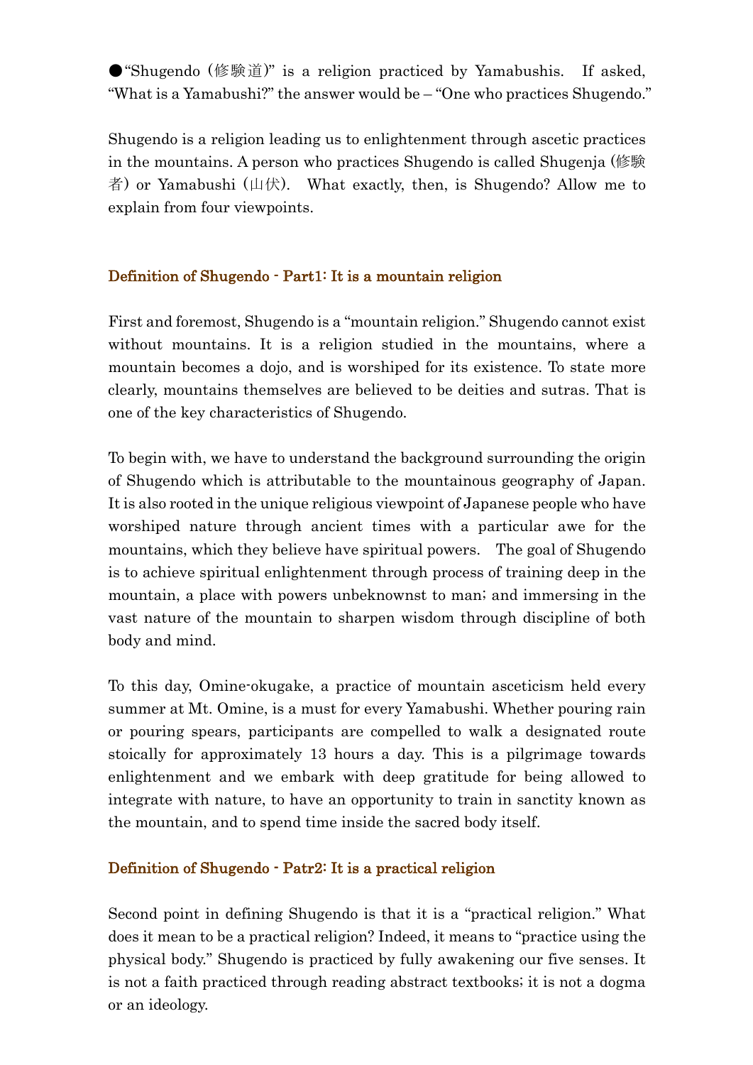●"Shugendo (修験道)" is a religion practiced by Yamabushis. If asked, "What is a Yamabushi?" the answer would be – "One who practices Shugendo."

Shugendo is a religion leading us to enlightenment through ascetic practices in the mountains. A person who practices Shugendo is called Shugenja (修験者) or Yamabushi (山伏). What exactly, then, is Shugendo? Allow me to explain from four viewpoints.

### Definition of Shugendo - Part1: It is a mountain religion

First and foremost, Shugendo is a "mountain religion." Shugendo cannot exist without mountains. It is a religion studied in the mountains, where a mountain becomes a dojo, and is worshiped for its existence. To state more clearly, mountains themselves are believed to be deities and sutras. That is one of the key characteristics of Shugendo.

To begin with, we have to understand the background surrounding the origin of Shugendo which is attributable to the mountainous geography of Japan. It is also rooted in the unique religious viewpoint of Japanese people who have worshiped nature through ancient times with a particular awe for the mountains, which they believe have spiritual powers. The goal of Shugendo is to achieve spiritual enlightenment through process of training deep in the mountain, a place with powers unbeknownst to man; and immersing in the vast nature of the mountain to sharpen wisdom through discipline of both body and mind.

To this day, Omine-okugake, a practice of mountain asceticism held every summer at Mt. Omine, is a must for every Yamabushi. Whether pouring rain or pouring spears, participants are compelled to walk a designated route stoically for approximately 13 hours a day. This is a pilgrimage towards enlightenment and we embark with deep gratitude for being allowed to integrate with nature, to have an opportunity to train in sanctity known as the mountain, and to spend time inside the sacred body itself.

### Definition of Shugendo - Patr2: It is a practical religion

Second point in defining Shugendo is that it is a "practical religion." What does it mean to be a practical religion? Indeed, it means to "practice using the physical body." Shugendo is practiced by fully awakening our five senses. It is not a faith practiced through reading abstract textbooks; it is not a dogma or an ideology.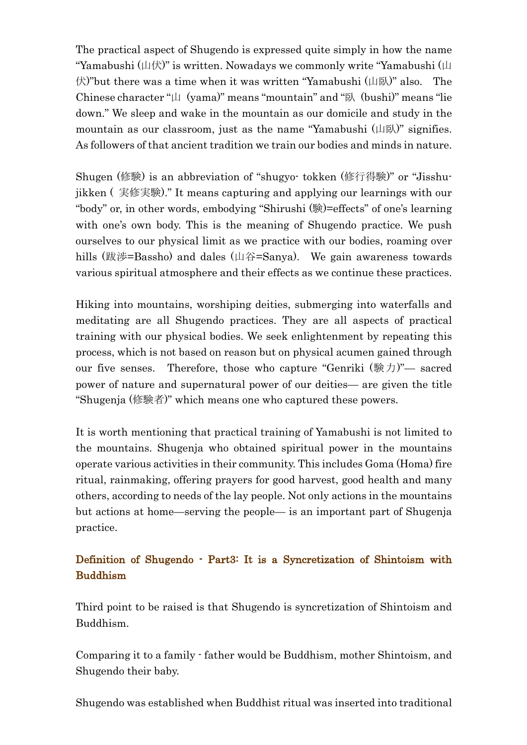The practical aspect of Shugendo is expressed quite simply in how the name "Yamabushi (山伏)" is written. Nowadays we commonly write "Yamabushi (山伏)"but there was a time when it was written "Yamabushi (山臥)" also. The Chinese character "山 (yama)" means "mountain" and "臥 (bushi)" means "lie down." We sleep and wake in the mountain as our domicile and study in the mountain as our classroom, just as the name "Yamabushi (山臥)" signifies. As followers of that ancient tradition we train our bodies and minds in nature.

Shugen (修験) is an abbreviation of "shugyo- tokken (修行得験)" or "Jisshu-jikken ( 実修実験)." It means capturing and applying our learnings with our "body" or, in other words, embodying "Shirushi (験)=effects" of one's learning with one's own body. This is the meaning of Shugendo practice. We push ourselves to our physical limit as we practice with our bodies, roaming over hills (跋渉=Bassho) and dales (山谷=Sanya). We gain awareness towards various spiritual atmosphere and their effects as we continue these practices.

Hiking into mountains, worshiping deities, submerging into waterfalls and meditating are all Shugendo practices. They are all aspects of practical training with our physical bodies. We seek enlightenment by repeating this process, which is not based on reason but on physical acumen gained through our five senses. Therefore, those who capture "Genriki (験力)"— sacred power of nature and supernatural power of our deities— are given the title "Shugenja (修験者)" which means one who captured these powers.

It is worth mentioning that practical training of Yamabushi is not limited to the mountains. Shugenja who obtained spiritual power in the mountains operate various activities in their community. This includes Goma (Homa) fire ritual, rainmaking, offering prayers for good harvest, good health and many others, according to needs of the lay people. Not only actions in the mountains but actions at home—serving the people— is an important part of Shugenja practice.

## Definition of Shugendo - Part3: It is a Syncretization of Shintoism with Buddhism

Third point to be raised is that Shugendo is syncretization of Shintoism and Buddhism.

Comparing it to a family - father would be Buddhism, mother Shintoism, and Shugendo their baby.

Shugendo was established when Buddhist ritual was inserted into traditional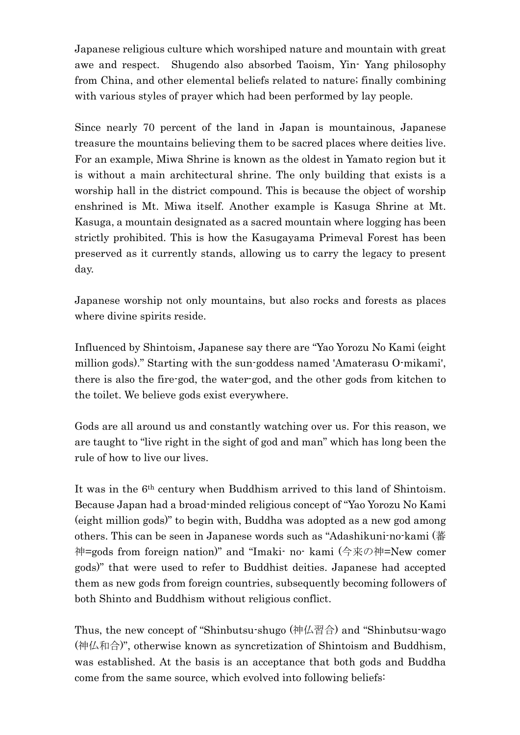Japanese religious culture which worshiped nature and mountain with great awe and respect. Shugendo also absorbed Taoism, Yin- Yang philosophy from China, and other elemental beliefs related to nature; finally combining with various styles of prayer which had been performed by lay people.

Since nearly 70 percent of the land in Japan is mountainous, Japanese treasure the mountains believing them to be sacred places where deities live. For an example, Miwa Shrine is known as the oldest in Yamato region but it is without a main architectural shrine. The only building that exists is a worship hall in the district compound. This is because the object of worship enshrined is Mt. Miwa itself. Another example is Kasuga Shrine at Mt. Kasuga, a mountain designated as a sacred mountain where logging has been strictly prohibited. This is how the Kasugayama Primeval Forest has been preserved as it currently stands, allowing us to carry the legacy to present day.

Japanese worship not only mountains, but also rocks and forests as places where divine spirits reside.

Influenced by Shintoism, Japanese say there are “Yao Yorozu No Kami (eight million gods).” Starting with the sun-goddess named 'Amaterasu O-mikami', there is also the fire-god, the water-god, and the other gods from kitchen to the toilet. We believe gods exist everywhere.

Gods are all around us and constantly watching over us. For this reason, we are taught to “live right in the sight of god and man” which has long been the rule of how to live our lives.

It was in the 6th century when Buddhism arrived to this land of Shintoism. Because Japan had a broad-minded religious concept of “Yao Yorozu No Kami (eight million gods)” to begin with, Buddha was adopted as a new god among others. This can be seen in Japanese words such as “Adashikuni-no-kami (蕃神=gods from foreign nation)” and “Imaki- no- kami (今来の神=New comer gods)” that were used to refer to Buddhist deities. Japanese had accepted them as new gods from foreign countries, subsequently becoming followers of both Shinto and Buddhism without religious conflict.

Thus, the new concept of “Shinbutsu-shugo (神仏習合) and “Shinbutsu-wago (神仏和合)”, otherwise known as syncretization of Shintoism and Buddhism, was established. At the basis is an acceptance that both gods and Buddha come from the same source, which evolved into following beliefs: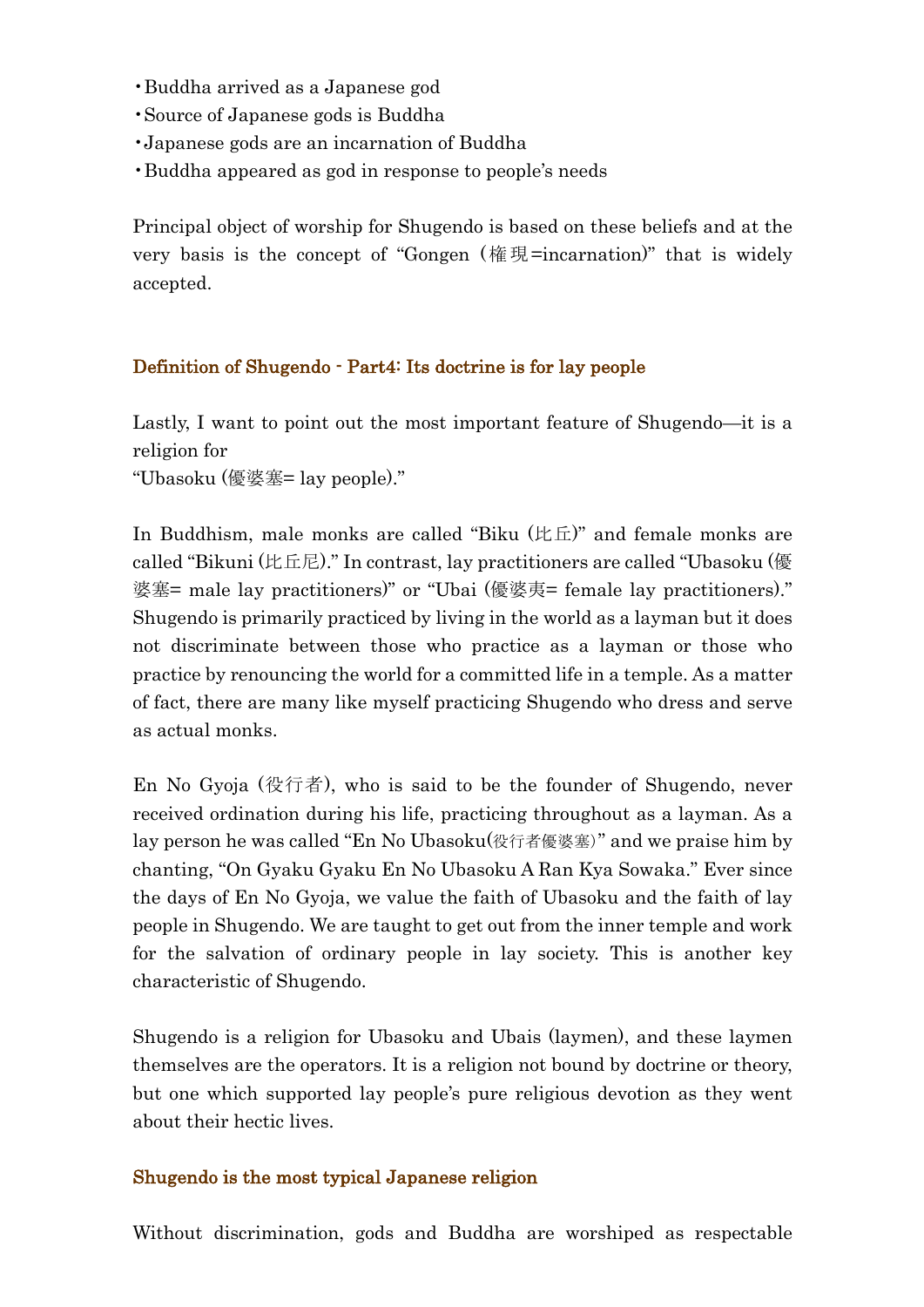- ・Buddha arrived as a Japanese god
- ・Source of Japanese gods is Buddha
- ・Japanese gods are an incarnation of Buddha
- ・Buddha appeared as god in response to people's needs

Principal object of worship for Shugendo is based on these beliefs and at the very basis is the concept of "Gongen (権現=incarnation)" that is widely accepted.

## Definition of Shugendo - Part4: Its doctrine is for lay people

Lastly, I want to point out the most important feature of Shugendo—it is a religion for
"Ubasoku (優婆塞= lay people)."

In Buddhism, male monks are called "Biku (比丘)" and female monks are called "Bikuni (比丘尼)." In contrast, lay practitioners are called "Ubasoku (優婆塞= male lay practitioners)" or "Ubai (優婆夷= female lay practitioners)." Shugendo is primarily practiced by living in the world as a layman but it does not discriminate between those who practice as a layman or those who practice by renouncing the world for a committed life in a temple. As a matter of fact, there are many like myself practicing Shugendo who dress and serve as actual monks.

En No Gyoja (役行者), who is said to be the founder of Shugendo, never received ordination during his life, practicing throughout as a layman. As a lay person he was called "En No Ubasoku(役行者優婆塞)" and we praise him by chanting, "On Gyaku Gyaku En No Ubasoku A Ran Kya Sowaka." Ever since the days of En No Gyoja, we value the faith of Ubasoku and the faith of lay people in Shugendo. We are taught to get out from the inner temple and work for the salvation of ordinary people in lay society. This is another key characteristic of Shugendo.

Shugendo is a religion for Ubasoku and Ubais (laymen), and these laymen themselves are the operators. It is a religion not bound by doctrine or theory, but one which supported lay people's pure religious devotion as they went about their hectic lives.

## Shugendo is the most typical Japanese religion

Without discrimination, gods and Buddha are worshiped as respectable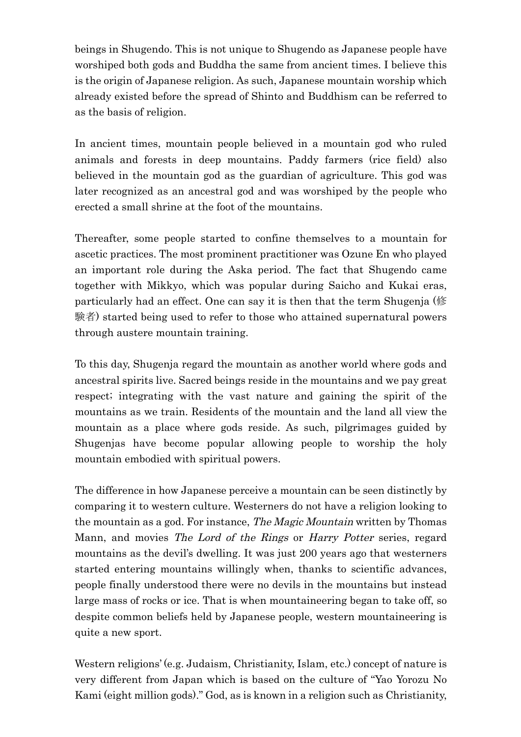beings in Shugendo. This is not unique to Shugendo as Japanese people have worshiped both gods and Buddha the same from ancient times. I believe this is the origin of Japanese religion. As such, Japanese mountain worship which already existed before the spread of Shinto and Buddhism can be referred to as the basis of religion.

In ancient times, mountain people believed in a mountain god who ruled animals and forests in deep mountains. Paddy farmers (rice field) also believed in the mountain god as the guardian of agriculture. This god was later recognized as an ancestral god and was worshiped by the people who erected a small shrine at the foot of the mountains.

Thereafter, some people started to confine themselves to a mountain for ascetic practices. The most prominent practitioner was Ozune En who played an important role during the Aska period. The fact that Shugendo came together with Mikkyo, which was popular during Saicho and Kukai eras, particularly had an effect. One can say it is then that the term Shugenja (修験者) started being used to refer to those who attained supernatural powers through austere mountain training.

To this day, Shugenja regard the mountain as another world where gods and ancestral spirits live. Sacred beings reside in the mountains and we pay great respect; integrating with the vast nature and gaining the spirit of the mountains as we train. Residents of the mountain and the land all view the mountain as a place where gods reside. As such, pilgrimages guided by Shugenjas have become popular allowing people to worship the holy mountain embodied with spiritual powers.

The difference in how Japanese perceive a mountain can be seen distinctly by comparing it to western culture. Westerners do not have a religion looking to the mountain as a god. For instance, *The Magic Mountain* written by Thomas Mann, and movies *The Lord of the Rings* or *Harry Potter* series, regard mountains as the devil's dwelling. It was just 200 years ago that westerners started entering mountains willingly when, thanks to scientific advances, people finally understood there were no devils in the mountains but instead large mass of rocks or ice. That is when mountaineering began to take off, so despite common beliefs held by Japanese people, western mountaineering is quite a new sport.

Western religions' (e.g. Judaism, Christianity, Islam, etc.) concept of nature is very different from Japan which is based on the culture of "Yao Yorozu No Kami (eight million gods)." God, as is known in a religion such as Christianity,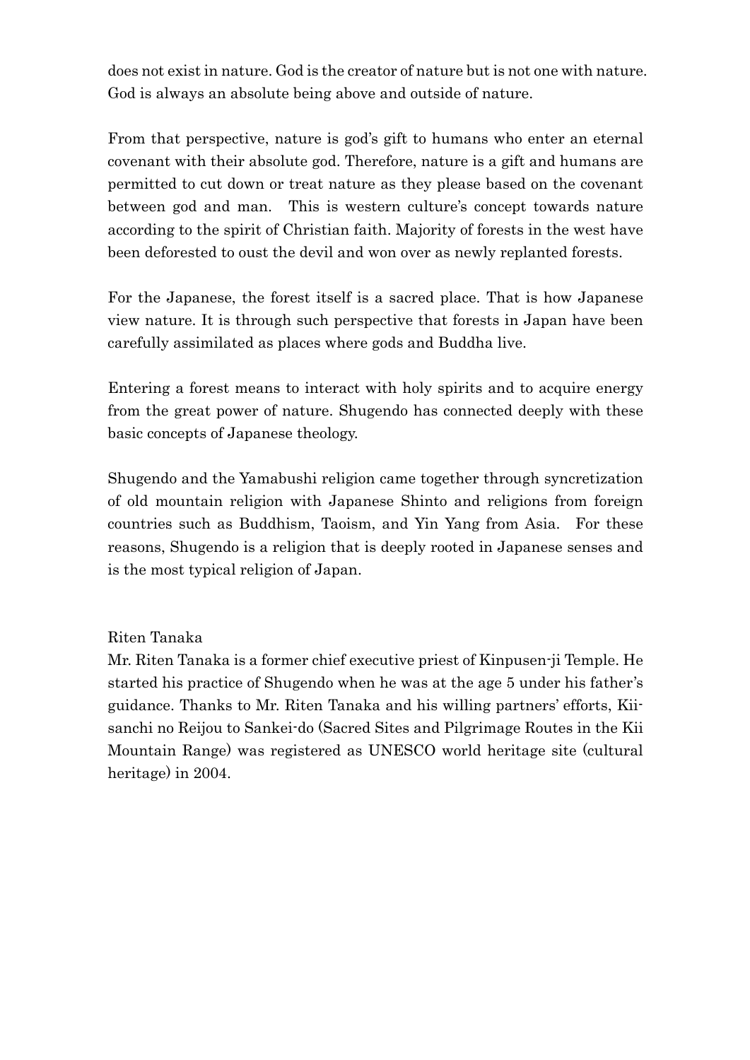does not exist in nature. God is the creator of nature but is not one with nature. God is always an absolute being above and outside of nature.

From that perspective, nature is god's gift to humans who enter an eternal covenant with their absolute god. Therefore, nature is a gift and humans are permitted to cut down or treat nature as they please based on the covenant between god and man. This is western culture's concept towards nature according to the spirit of Christian faith. Majority of forests in the west have been deforested to oust the devil and won over as newly replanted forests.

For the Japanese, the forest itself is a sacred place. That is how Japanese view nature. It is through such perspective that forests in Japan have been carefully assimilated as places where gods and Buddha live.

Entering a forest means to interact with holy spirits and to acquire energy from the great power of nature. Shugendo has connected deeply with these basic concepts of Japanese theology.

Shugendo and the Yamabushi religion came together through syncretization of old mountain religion with Japanese Shinto and religions from foreign countries such as Buddhism, Taoism, and Yin Yang from Asia. For these reasons, Shugendo is a religion that is deeply rooted in Japanese senses and is the most typical religion of Japan.

Riten Tanaka

Mr. Riten Tanaka is a former chief executive priest of Kinpusen-ji Temple. He started his practice of Shugendo when he was at the age 5 under his father's guidance. Thanks to Mr. Riten Tanaka and his willing partners' efforts, Kii-sanchi no Reijou to Sankei-do (Sacred Sites and Pilgrimage Routes in the Kii Mountain Range) was registered as UNESCO world heritage site (cultural heritage) in 2004.